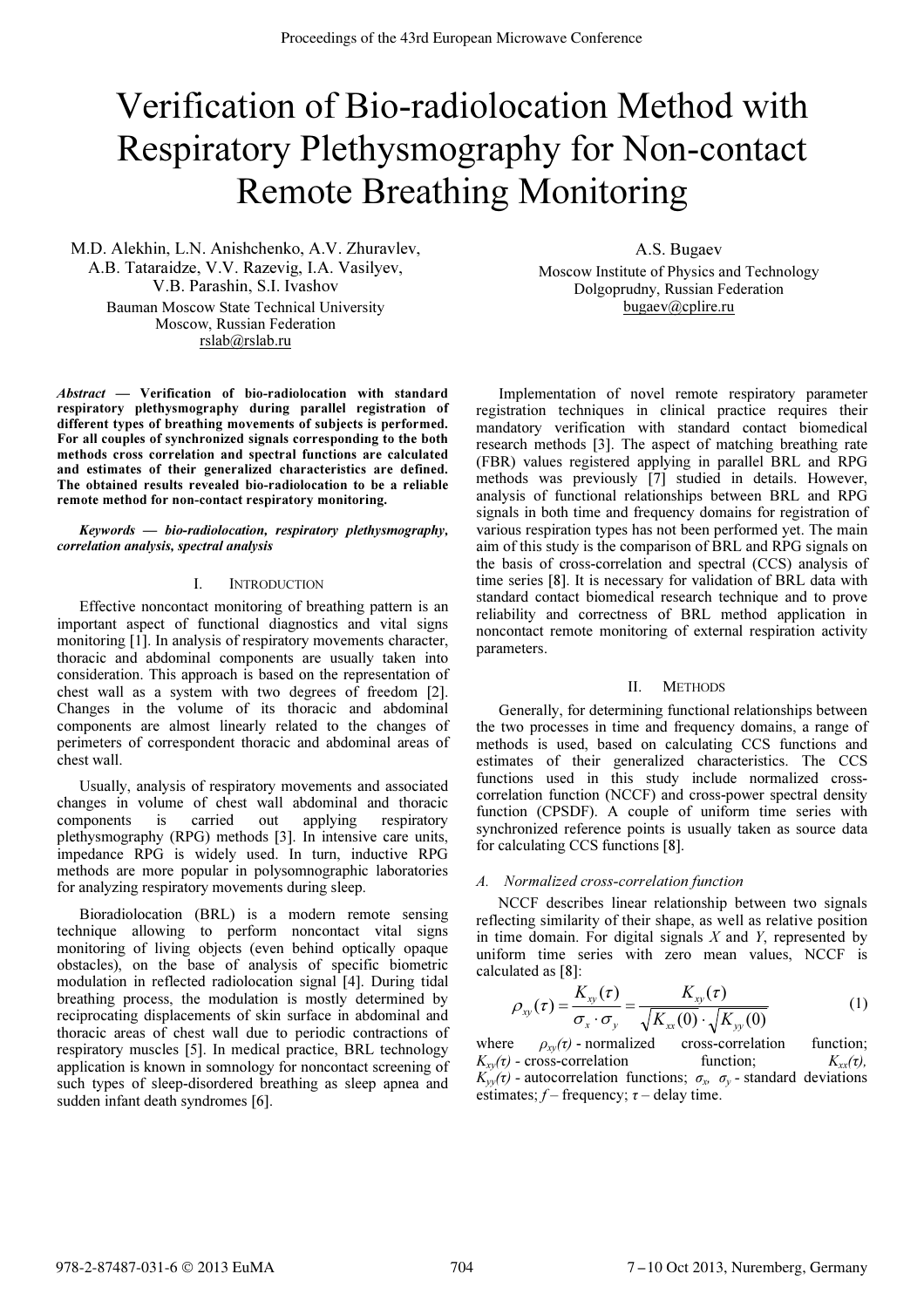# Verification of Bio-radiolocation Method with Respiratory Plethysmography for Non-contact Remote Breathing Monitoring

M.D. Alekhin, L.N. Anishchenko, A.V. Zhuravlev, A.B. Tataraidze, V.V. Razevig, I.A. Vasilyev, V.B. Parashin, S.I. Ivashov
Bauman Moscow State Technical University
Moscow, Russian Federation
rslab@rslab.ru

A.S. Bugaev
Moscow Institute of Physics and Technology
Dolgoprudny, Russian Federation
bugaev@cplire.ru

***Abstract* — Verification of bio-radiolocation with standard respiratory plethysmography during parallel registration of different types of breathing movements of subjects is performed. For all couples of synchronized signals corresponding to the both methods cross correlation and spectral functions are calculated and estimates of their generalized characteristics are defined. The obtained results revealed bio-radiolocation to be a reliable remote method for non-contact respiratory monitoring.**

***Keywords* — *bio-radiolocation, respiratory plethysmography, correlation analysis, spectral analysis***

## I. Introduction

Effective noncontact monitoring of breathing pattern is an important aspect of functional diagnostics and vital signs monitoring [1]. In analysis of respiratory movements character, thoracic and abdominal components are usually taken into consideration. This approach is based on the representation of chest wall as a system with two degrees of freedom [2]. Changes in the volume of its thoracic and abdominal components are almost linearly related to the changes of perimeters of correspondent thoracic and abdominal areas of chest wall.

Usually, analysis of respiratory movements and associated changes in volume of chest wall abdominal and thoracic components is carried out applying respiratory plethysmography (RPG) methods [3]. In intensive care units, impedance RPG is widely used. In turn, inductive RPG methods are more popular in polysomnographic laboratories for analyzing respiratory movements during sleep.

Bioradiolocation (BRL) is a modern remote sensing technique allowing to perform noncontact vital signs monitoring of living objects (even behind optically opaque obstacles), on the base of analysis of specific biometric modulation in reflected radiolocation signal [4]. During tidal breathing process, the modulation is mostly determined by reciprocating displacements of skin surface in abdominal and thoracic areas of chest wall due to periodic contractions of respiratory muscles [5]. In medical practice, BRL technology application is known in somnology for noncontact screening of such types of sleep-disordered breathing as sleep apnea and sudden infant death syndromes [6].

Implementation of novel remote respiratory parameter registration techniques in clinical practice requires their mandatory verification with standard contact biomedical research methods [3]. The aspect of matching breathing rate (FBR) values registered applying in parallel BRL and RPG methods was previously [7] studied in details. However, analysis of functional relationships between BRL and RPG signals in both time and frequency domains for registration of various respiration types has not been performed yet. The main aim of this study is the comparison of BRL and RPG signals on the basis of cross-correlation and spectral (CCS) analysis of time series [8]. It is necessary for validation of BRL data with standard contact biomedical research technique and to prove reliability and correctness of BRL method application in noncontact remote monitoring of external respiration activity parameters.

## II. Methods

Generally, for determining functional relationships between the two processes in time and frequency domains, a range of methods is used, based on calculating CCS functions and estimates of their generalized characteristics. The CCS functions used in this study include normalized cross-correlation function (NCCF) and cross-power spectral density function (CPSDF). A couple of uniform time series with synchronized reference points is usually taken as source data for calculating CCS functions [8].

### *A. Normalized cross-correlation function*

NCCF describes linear relationship between two signals reflecting similarity of their shape, as well as relative position in time domain. For digital signals *X* and *Y*, represented by uniform time series with zero mean values, NCCF is calculated as [8]:

$$\rho_{xy}(\tau) = \frac{K_{xy}(\tau)}{\sigma_x \cdot \sigma_y} = \frac{K_{xy}(\tau)}{\sqrt{K_{xx}(0)} \cdot \sqrt{K_{yy}(0)}} \quad (1)$$

where $\rho_{xy}(\tau)$ - normalized cross-correlation function; $K_{xy}(\tau)$ - cross-correlation function; $K_{xx}(\tau)$, $K_{yy}(\tau)$ - autocorrelation functions; $\sigma_x$, $\sigma_y$ - standard deviations estimates; $f$ – frequency; $\tau$ – delay time.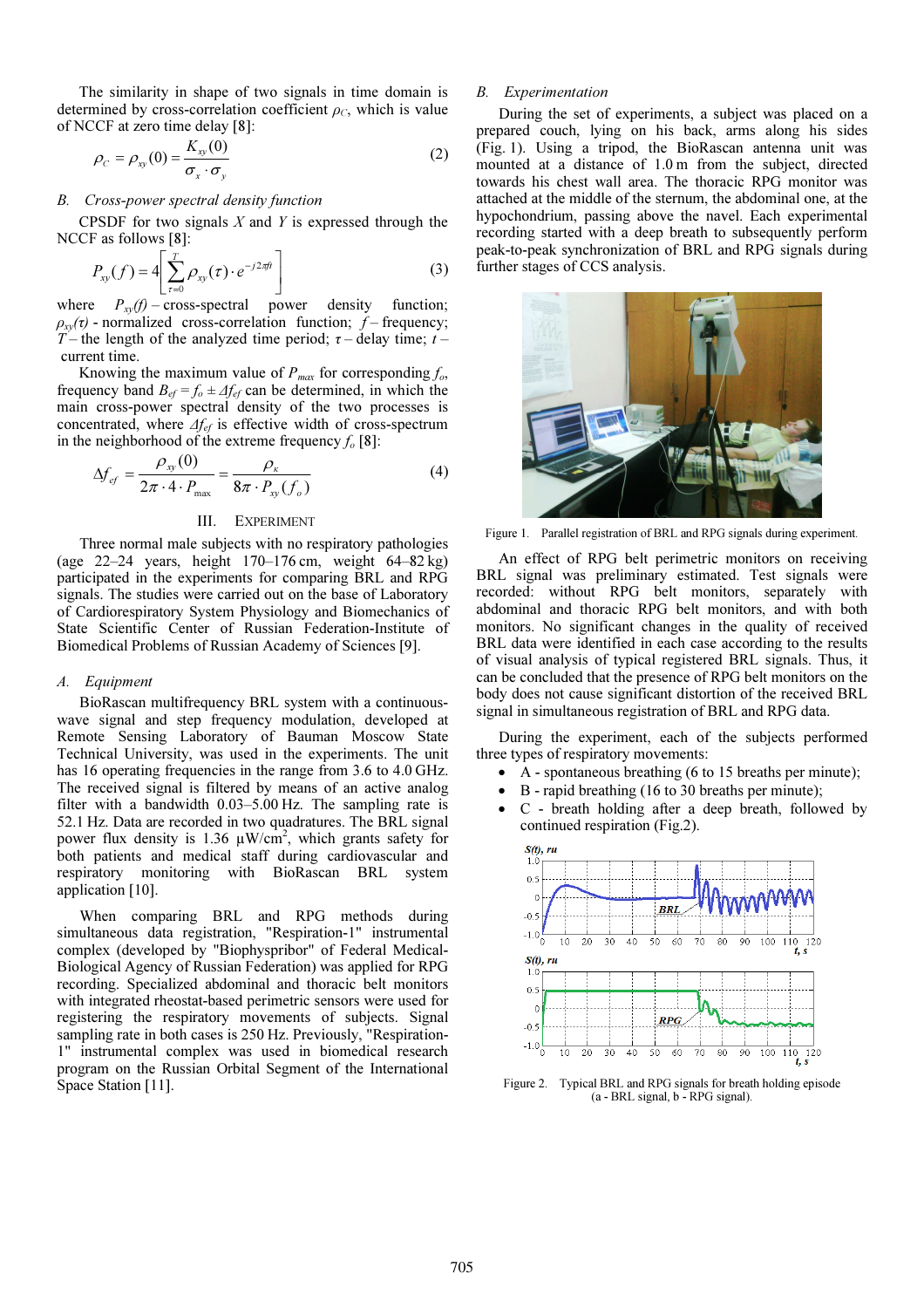The similarity in shape of two signals in time domain is determined by cross-correlation coefficient $\rho_C$, which is value of NCCF at zero time delay [8]:

$$\rho_C = \rho_{xy}(0) = \frac{K_{xy}(0)}{\sigma_x \cdot \sigma_y} \tag{2}$$

### B. Cross-power spectral density function

CPSDF for two signals $X$ and $Y$ is expressed through the NCCF as follows [8]:

$$P_{xy}(f) = 4\left[\sum_{\tau=0}^{T} \rho_{xy}(\tau) \cdot e^{-j2\pi f t}\right] \tag{3}$$

where $P_{xy}(f)$ – cross-spectral power density function; $\rho_{xy}(\tau)$ - normalized cross-correlation function; $f$ – frequency; $T$ – the length of the analyzed time period; $\tau$ – delay time; $t$ – current time.

Knowing the maximum value of $P_{max}$ for corresponding $f_o$, frequency band $B_{ef} = f_o \pm \Delta f_{ef}$ can be determined, in which the main cross-power spectral density of the two processes is concentrated, where $\Delta f_{ef}$ is effective width of cross-spectrum in the neighborhood of the extreme frequency $f_o$ [8]:

$$\Delta f_{ef} = \frac{\rho_{xy}(0)}{2\pi \cdot 4 \cdot P_{max}} = \frac{\rho_K}{8\pi \cdot P_{xy}(f_o)} \tag{4}$$

## III. Experiment

Three normal male subjects with no respiratory pathologies (age 22–24 years, height 170–176 cm, weight 64–82 kg) participated in the experiments for comparing BRL and RPG signals. The studies were carried out on the base of Laboratory of Cardiorespiratory System Physiology and Biomechanics of State Scientific Center of Russian Federation-Institute of Biomedical Problems of Russian Academy of Sciences [9].

### A. Equipment

BioRascan multifrequency BRL system with a continuous-wave signal and step frequency modulation, developed at Remote Sensing Laboratory of Bauman Moscow State Technical University, was used in the experiments. The unit has 16 operating frequencies in the range from 3.6 to 4.0 GHz. The received signal is filtered by means of an active analog filter with a bandwidth 0.03–5.00 Hz. The sampling rate is 52.1 Hz. Data are recorded in two quadratures. The BRL signal power flux density is 1.36 μW/cm$^2$, which grants safety for both patients and medical staff during cardiovascular and respiratory monitoring with BioRascan BRL system application [10].

When comparing BRL and RPG methods during simultaneous data registration, "Respiration-1" instrumental complex (developed by "Biophyspribor" of Federal Medical-Biological Agency of Russian Federation) was applied for RPG recording. Specialized abdominal and thoracic belt monitors with integrated rheostat-based perimetric sensors were used for registering the respiratory movements of subjects. Signal sampling rate in both cases is 250 Hz. Previously, "Respiration-1" instrumental complex was used in biomedical research program on the Russian Orbital Segment of the International Space Station [11].

### B. Experimentation

During the set of experiments, a subject was placed on a prepared couch, lying on his back, arms along his sides (Fig. 1). Using a tripod, the BioRascan antenna unit was mounted at a distance of 1.0 m from the subject, directed towards his chest wall area. The thoracic RPG monitor was attached at the middle of the sternum, the abdominal one, at the hypochondrium, passing above the navel. Each experimental recording started with a deep breath to subsequently perform peak-to-peak synchronization of BRL and RPG signals during further stages of CCS analysis.

Figure 1. Parallel registration of BRL and RPG signals during experiment.

An effect of RPG belt perimetric monitors on receiving BRL signal was preliminary estimated. Test signals were recorded: without RPG belt monitors, separately with abdominal and thoracic RPG belt monitors, and with both monitors. No significant changes in the quality of received BRL data were identified in each case according to the results of visual analysis of typical registered BRL signals. Thus, it can be concluded that the presence of RPG belt monitors on the body does not cause significant distortion of the received BRL signal in simultaneous registration of BRL and RPG data.

During the experiment, each of the subjects performed three types of respiratory movements:

- A - spontaneous breathing (6 to 15 breaths per minute);
- B - rapid breathing (16 to 30 breaths per minute);
- C - breath holding after a deep breath, followed by continued respiration (Fig.2).

Figure 2. Typical BRL and RPG signals for breath holding episode (a - BRL signal, b - RPG signal).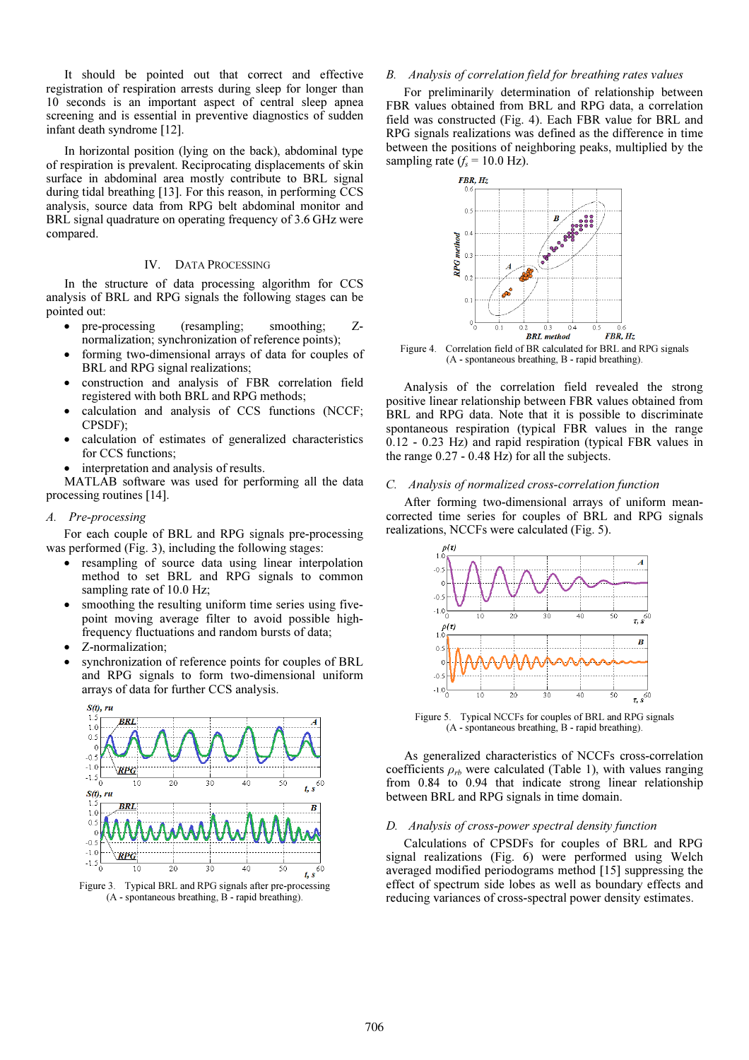It should be pointed out that correct and effective registration of respiration arrests during sleep for longer than 10 seconds is an important aspect of central sleep apnea screening and is essential in preventive diagnostics of sudden infant death syndrome [12].

In horizontal position (lying on the back), abdominal type of respiration is prevalent. Reciprocating displacements of skin surface in abdominal area mostly contribute to BRL signal during tidal breathing [13]. For this reason, in performing CCS analysis, source data from RPG belt abdominal monitor and BRL signal quadrature on operating frequency of 3.6 GHz were compared.

## IV. Data Processing

In the structure of data processing algorithm for CCS analysis of BRL and RPG signals the following stages can be pointed out:

- pre-processing (resampling; smoothing; Z-normalization; synchronization of reference points);
- forming two-dimensional arrays of data for couples of BRL and RPG signal realizations;
- construction and analysis of FBR correlation field registered with both BRL and RPG methods;
- calculation and analysis of CCS functions (NCCF; CPSDF);
- calculation of estimates of generalized characteristics for CCS functions;
- interpretation and analysis of results.

MATLAB software was used for performing all the data processing routines [14].

### *A. Pre-processing*

For each couple of BRL and RPG signals pre-processing was performed (Fig. 3), including the following stages:

- resampling of source data using linear interpolation method to set BRL and RPG signals to common sampling rate of 10.0 Hz;
- smoothing the resulting uniform time series using five-point moving average filter to avoid possible high-frequency fluctuations and random bursts of data;
- Z-normalization;
- synchronization of reference points for couples of BRL and RPG signals to form two-dimensional uniform arrays of data for further CCS analysis.

Figure 3. Typical BRL and RPG signals after pre-processing (A - spontaneous breathing, B - rapid breathing).

### *B. Analysis of correlation field for breathing rates values*

For preliminarily determination of relationship between FBR values obtained from BRL and RPG data, a correlation field was constructed (Fig. 4). Each FBR value for BRL and RPG signals realizations was defined as the difference in time between the positions of neighboring peaks, multiplied by the sampling rate ($f_s$ = 10.0 Hz).

Figure 4. Correlation field of BR calculated for BRL and RPG signals (A - spontaneous breathing, B - rapid breathing).

Analysis of the correlation field revealed the strong positive linear relationship between FBR values obtained from BRL and RPG data. Note that it is possible to discriminate spontaneous respiration (typical FBR values in the range 0.12 - 0.23 Hz) and rapid respiration (typical FBR values in the range 0.27 - 0.48 Hz) for all the subjects.

### *C. Analysis of normalized cross-correlation function*

After forming two-dimensional arrays of uniform mean-corrected time series for couples of BRL and RPG signals realizations, NCCFs were calculated (Fig. 5).

Figure 5. Typical NCCFs for couples of BRL and RPG signals (A - spontaneous breathing, B - rapid breathing).

As generalized characteristics of NCCFs cross-correlation coefficients $\rho_{rb}$ were calculated (Table 1), with values ranging from 0.84 to 0.94 that indicate strong linear relationship between BRL and RPG signals in time domain.

### *D. Analysis of cross-power spectral density function*

Calculations of CPSDFs for couples of BRL and RPG signal realizations (Fig. 6) were performed using Welch averaged modified periodograms method [15] suppressing the effect of spectrum side lobes as well as boundary effects and reducing variances of cross-spectral power density estimates.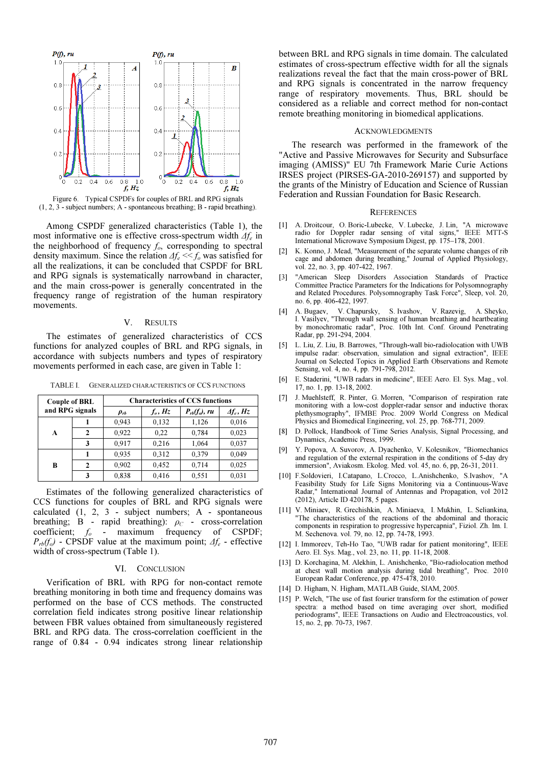P(f), ru

1.0

0.8

0.6

0.4

0.2

0

0 0.2 0.4 0.6 0.8 1.0

f, Hz

1 2 3 A

P(f), ru

1.0

0.8

0.6

0.4

0.2

0

0 0.2 0.4 0.6 0.8 1.0

f, Hz

3 2 1 B

Figure 6. Typical CSPDFs for couples of BRL and RPG signals (1, 2, 3 - subject numbers; A - spontaneous breathing; B - rapid breathing).

Among CSPDF generalized characteristics (Table 1), the most informative one is effective cross-spectrum width $\Delta f_e$ in the neighborhood of frequency $f_o$, corresponding to spectral density maximum. Since the relation $\Delta f_e \ll f_o$ was satisfied for all the realizations, it can be concluded that CSPDF for BRL and RPG signals is systematically narrowband in character, and the main cross-power is generally concentrated in the frequency range of registration of the human respiratory movements.

## V. Results

The estimates of generalized characteristics of CCS functions for analyzed couples of BRL and RPG signals, in accordance with subjects numbers and types of respiratory movements performed in each case, are given in Table 1:

TABLE I. Generalized Characteristics of CCS Functions

| Couple of BRL and RPG signals | | Characteristics of CCS functions | | | |
|---|---|---|---|---|---|
| | | $\rho_{rb}$ | $f_o$, Hz | $P_{rb}(f_o)$, ru | $\Delta f_e$, Hz |
| A | 1 | 0,943 | 0,132 | 1,126 | 0,016 |
| | 2 | 0,922 | 0,22 | 0,784 | 0,023 |
| | 3 | 0,917 | 0,216 | 1,064 | 0,037 |
| B | 1 | 0,935 | 0,312 | 0,379 | 0,049 |
| | 2 | 0,902 | 0,452 | 0,714 | 0,025 |
| | 3 | 0,838 | 0,416 | 0,551 | 0,031 |

Estimates of the following generalized characteristics of CCS functions for couples of BRL and RPG signals were calculated (1, 2, 3 - subject numbers; A - spontaneous breathing; B - rapid breathing): $\rho_C$ - cross-correlation coefficient; $f_o$ - maximum frequency of CSPDF; $P_{rb}(f_o)$ - CPSDF value at the maximum point; $\Delta f_e$ - effective width of cross-spectrum (Table 1).

## VI. Conclusion

Verification of BRL with RPG for non-contact remote breathing monitoring in both time and frequency domains was performed on the base of CCS methods. The constructed correlation field indicates strong positive linear relationship between FBR values obtained from simultaneously registered BRL and RPG data. The cross-correlation coefficient in the range of 0.84 - 0.94 indicates strong linear relationship between BRL and RPG signals in time domain. The calculated estimates of cross-spectrum effective width for all the signals realizations reveal the fact that the main cross-power of BRL and RPG signals is concentrated in the narrow frequency range of respiratory movements. Thus, BRL should be considered as a reliable and correct method for non-contact remote breathing monitoring in biomedical applications.

## Acknowledgments

The research was performed in the framework of the "Active and Passive Microwaves for Security and Subsurface imaging (AMISS)" EU 7th Framework Marie Curie Actions IRSES project (PIRSES-GA-2010-269157) and supported by the grants of the Ministry of Education and Science of Russian Federation and Russian Foundation for Basic Research.

## References

[1] A. Droitcour, O. Boric-Lubecke, V. Lubecke, J. Lin, "A microwave radio for Doppler radar sensing of vital signs," IEEE MTT-S International Microwave Symposium Digest, pp. 175–178, 2001.

[2] K. Konno, J. Mead, "Measurement of the separate volume changes of rib cage and abdomen during breathing," Journal of Applied Physiology, vol. 22, no. 3, pp. 407-422, 1967.

[3] "American Sleep Disorders Association Standards of Practice Committee Practice Parameters for the Indications for Polysomnography and Related Procedures. Polysomnography Task Force", Sleep, vol. 20, no. 6, pp. 406-422, 1997.

[4] A. Bugaev, V. Chapursky, S. Ivashov, V. Razevig, A. Sheyko, I. Vasilyev, "Through wall sensing of human breathing and heartbeating by monochromatic radar", Proc. 10th Int. Conf. Ground Penetrating Radar, pp. 291-294, 2004.

[5] L. Liu, Z. Liu, B. Barrowes, "Through-wall bio-radiolocation with UWB impulse radar: observation, simulation and signal extraction", IEEE Journal on Selected Topics in Applied Earth Observations and Remote Sensing, vol. 4, no. 4, pp. 791-798, 2012.

[6] E. Staderini, "UWB radars in medicine", IEEE Aero. El. Sys. Mag., vol. 17, no. 1, pp. 13-18, 2002.

[7] J. Muehlsteff, R. Pinter, G. Morren, "Comparison of respiration rate monitoring with a low-cost doppler-radar sensor and inductive thorax plethysmography", IFMBE Proc. 2009 World Congress on Medical Physics and Biomedical Engineering, vol. 25, pp. 768-771, 2009.

[8] D. Pollock, Handbook of Time Series Analysis, Signal Processing, and Dynamics, Academic Press, 1999.

[9] Y. Popova, A. Suvorov, A. Dyachenko, V. Kolesnikov, "Biomechanics and regulation of the external respiration in the conditions of 5-day dry immersion", Aviakosm. Ekolog. Med. vol. 45, no. 6, pp, 26-31, 2011.

[10] F.Soldovieri, I.Catapano, L.Crocco, L.Anishchenko, S.Ivashov, "A Feasibility Study for Life Signs Monitoring via a Continuous-Wave Radar," International Journal of Antennas and Propagation, vol 2012 (2012), Article ID 420178, 5 pages.

[11] V. Miniaev, R. Grechishkin, A. Miniaeva, I. Mukhin, L. Seliankina, "The characteristics of the reactions of the abdominal and thoracic components in respiration to progressive hypercapnia", Fiziol. Zh. Im. I. M. Sechenova. vol. 79, no. 12, pp. 74-78, 1993.

[12] I. Immoreev, Teh-Ho Tao, "UWB radar for patient monitoring", IEEE Aero. El. Sys. Mag., vol. 23, no. 11, pp. 11-18, 2008.

[13] D. Korchagina, M. Alekhin, L. Anishchenko, "Bio-radiolocation method at chest wall motion analysis during tidal breathing", Proc. 2010 European Radar Conference, pp. 475-478, 2010.

[14] D. Higham, N. Higham, MATLAB Guide, SIAM, 2005.

[15] P. Welch, "The use of fast fourier transform for the estimation of power spectra: a method based on time averaging over short, modified periodograms", IEEE Transactions on Audio and Electroacoustics, vol. 15, no. 2, pp. 70-73, 1967.